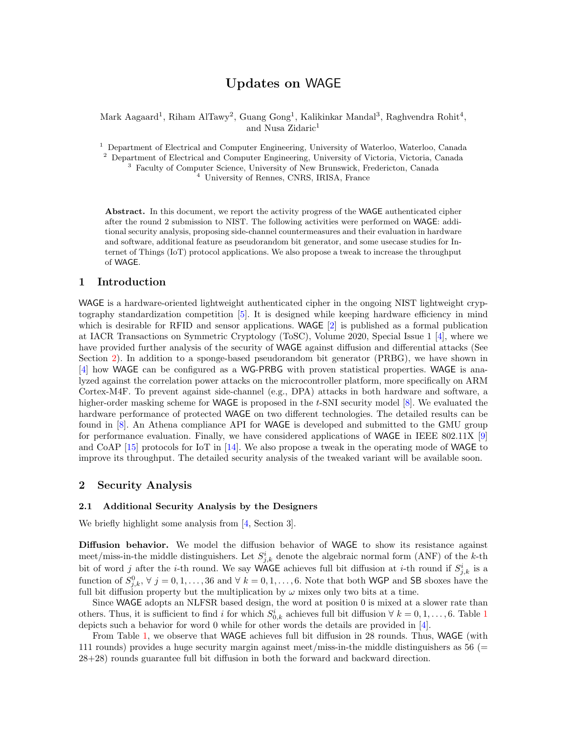# Updates on WAGE

Mark Aagaard[1], Riham AlTawy[2], Guang Gong[1], Kalikinkar Mandal[3], Raghvendra Rohit[4], and Nusa Zidaric[1]

[1] Department of Electrical and Computer Engineering, University of Waterloo, Waterloo, Canada
[2] Department of Electrical and Computer Engineering, University of Victoria, Victoria, Canada
[3] Faculty of Computer Science, University of New Brunswick, Fredericton, Canada
[4] University of Rennes, CNRS, IRISA, France

**Abstract.** In this document, we report the activity progress of the WAGE authenticated cipher after the round 2 submission to NIST. The following activities were performed on WAGE: additional security analysis, proposing side-channel countermeasures and their evaluation in hardware and software, additional feature as pseudorandom bit generator, and some usecase studies for Internet of Things (IoT) protocol applications. We also propose a tweak to increase the throughput of WAGE.

## 1 Introduction

WAGE is a hardware-oriented lightweight authenticated cipher in the ongoing NIST lightweight cryptography standardization competition [5]. It is designed while keeping hardware efficiency in mind which is desirable for RFID and sensor applications. WAGE [2] is published as a formal publication at IACR Transactions on Symmetric Cryptology (ToSC), Volume 2020, Special Issue 1 [4], where we have provided further analysis of the security of WAGE against bit diffusion and differential attacks (See Section 2). In addition to a sponge-based pseudorandom bit generator (PRBG), we have shown in [4] how WAGE can be configured as a WG-PRBG with proven statistical properties. WAGE is analyzed against the correlation power attacks on the microcontroller platform, more specifically on ARM Cortex-M4F. To prevent against side-channel (e.g., DPA) attacks in both hardware and software, a higher-order masking scheme for WAGE is proposed in the $t$-SNI security model [8]. We evaluated the hardware performance of protected WAGE on two different technologies. The detailed results can be found in [8]. An Athena compliance API for WAGE is developed and submitted to the GMU group for performance evaluation. Finally, we have considered applications of WAGE in IEEE 802.11X [9] and CoAP [15] protocols for IoT in [14]. We also propose a tweak in the operating mode of WAGE to improve its throughput. The detailed security analysis of the tweaked variant will be available soon.

## 2 Security Analysis

### 2.1 Additional Security Analysis by the Designers

We briefly highlight some analysis from [4, Section 3].

**Diffusion behavior.** We model the diffusion behavior of WAGE to show its resistance against meet/miss-in-the middle distinguishers. Let $S^i_{j,k}$ denote the algebraic normal form (ANF) of the $k$-th bit of word $j$ after the $i$-th round. We say WAGE achieves full bit diffusion at $i$-th round if $S^i_{j,k}$ is a function of $S^0_{j,k}$, $\forall\ j = 0, 1, \ldots, 36$ and $\forall\ k = 0, 1, \ldots, 6$. Note that both WGP and SB sboxes have the full bit diffusion property but the multiplication by $\omega$ mixes only two bits at a time.

Since WAGE adopts an NLFSR based design, the word at position 0 is mixed at a slower rate than others. Thus, it is sufficient to find $i$ for which $S^i_{0,k}$ achieves full bit diffusion $\forall\ k = 0, 1, \ldots, 6$. Table 1 depicts such a behavior for word 0 while for other words the details are provided in [4].

From Table 1, we observe that WAGE achieves full bit diffusion in 28 rounds. Thus, WAGE (with 111 rounds) provides a huge security margin against meet/miss-in-the middle distinguishers as 56 (= 28+28) rounds guarantee full bit diffusion in both the forward and backward direction.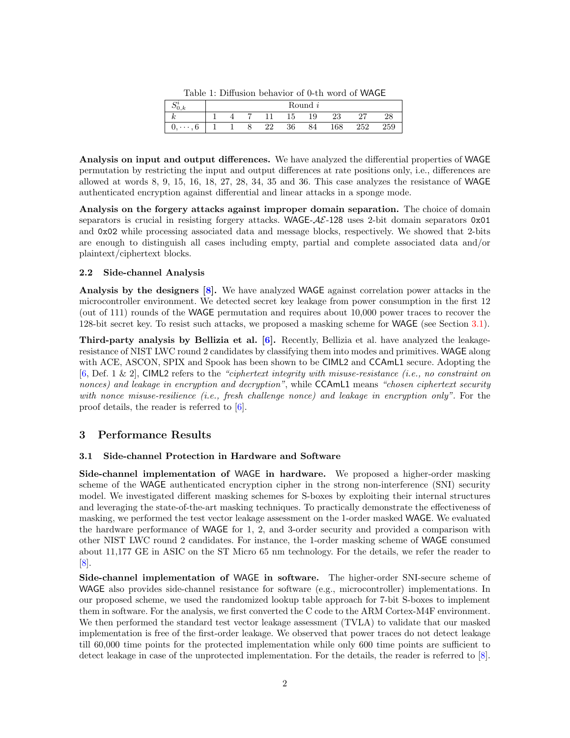Table 1: Diffusion behavior of 0-th word of WAGE

| $S^i_{0,k}$ | Round $i$ | | | | | | | | |
|---|---|---|---|---|---|---|---|---|---|
| $k$ | 1 | 4 | 7 | 11 | 15 | 19 | 23 | 27 | 28 |
| $0, \cdots, 6$ | 1 | 1 | 8 | 22 | 36 | 84 | 168 | 252 | 259 |

**Analysis on input and output differences.** We have analyzed the differential properties of WAGE permutation by restricting the input and output differences at rate positions only, i.e., differences are allowed at words 8, 9, 15, 16, 18, 27, 28, 34, 35 and 36. This case analyzes the resistance of WAGE authenticated encryption against differential and linear attacks in a sponge mode.

**Analysis on the forgery attacks against improper domain separation.** The choice of domain separators is crucial in resisting forgery attacks. WAGE-$\mathcal{AE}$-128 uses 2-bit domain separators `0x01` and `0x02` while processing associated data and message blocks, respectively. We showed that 2-bits are enough to distinguish all cases including empty, partial and complete associated data and/or plaintext/ciphertext blocks.

### 2.2 Side-channel Analysis

**Analysis by the designers [8].** We have analyzed WAGE against correlation power attacks in the microcontroller environment. We detected secret key leakage from power consumption in the first 12 (out of 111) rounds of the WAGE permutation and requires about 10,000 power traces to recover the 128-bit secret key. To resist such attacks, we proposed a masking scheme for WAGE (see Section 3.1).

**Third-party analysis by Bellizia et al. [6].** Recently, Bellizia et al. have analyzed the leakage-resistance of NIST LWC round 2 candidates by classifying them into modes and primitives. WAGE along with ACE, ASCON, SPIX and Spook has been shown to be CIML2 and CCAmL1 secure. Adopting the [6, Def. 1 & 2], CIML2 refers to the *"ciphertext integrity with misuse-resistance (i.e., no constraint on nonces) and leakage in encryption and decryption"*, while CCAmL1 means *"chosen ciphertext security with nonce misuse-resilience (i.e., fresh challenge nonce) and leakage in encryption only"*. For the proof details, the reader is referred to [6].

## 3 Performance Results

### 3.1 Side-channel Protection in Hardware and Software

**Side-channel implementation of WAGE in hardware.** We proposed a higher-order masking scheme of the WAGE authenticated encryption cipher in the strong non-interference (SNI) security model. We investigated different masking schemes for S-boxes by exploiting their internal structures and leveraging the state-of-the-art masking techniques. To practically demonstrate the effectiveness of masking, we performed the test vector leakage assessment on the 1-order masked WAGE. We evaluated the hardware performance of WAGE for 1, 2, and 3-order security and provided a comparison with other NIST LWC round 2 candidates. For instance, the 1-order masking scheme of WAGE consumed about 11,177 GE in ASIC on the ST Micro 65 nm technology. For the details, we refer the reader to [8].

**Side-channel implementation of WAGE in software.** The higher-order SNI-secure scheme of WAGE also provides side-channel resistance for software (e.g., microcontroller) implementations. In our proposed scheme, we used the randomized lookup table approach for 7-bit S-boxes to implement them in software. For the analysis, we first converted the C code to the ARM Cortex-M4F environment. We then performed the standard test vector leakage assessment (TVLA) to validate that our masked implementation is free of the first-order leakage. We observed that power traces do not detect leakage till 60,000 time points for the protected implementation while only 600 time points are sufficient to detect leakage in case of the unprotected implementation. For the details, the reader is referred to [8].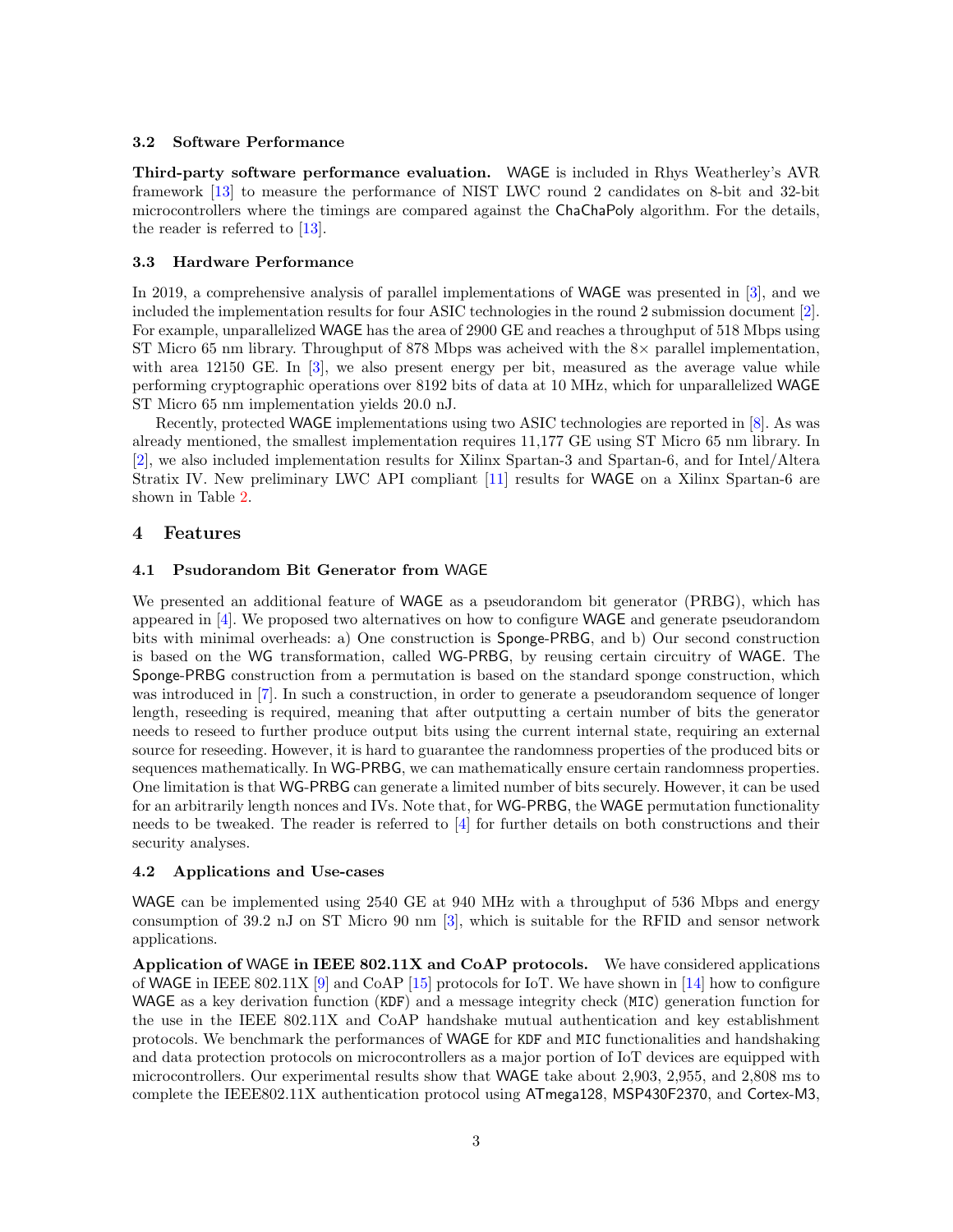### 3.2 Software Performance

**Third-party software performance evaluation.** WAGE is included in Rhys Weatherley's AVR framework [13] to measure the performance of NIST LWC round 2 candidates on 8-bit and 32-bit microcontrollers where the timings are compared against the ChaChaPoly algorithm. For the details, the reader is referred to [13].

### 3.3 Hardware Performance

In 2019, a comprehensive analysis of parallel implementations of WAGE was presented in [3], and we included the implementation results for four ASIC technologies in the round 2 submission document [2]. For example, unparallelized WAGE has the area of 2900 GE and reaches a throughput of 518 Mbps using ST Micro 65 nm library. Throughput of 878 Mbps was acheived with the 8× parallel implementation, with area 12150 GE. In [3], we also present energy per bit, measured as the average value while performing cryptographic operations over 8192 bits of data at 10 MHz, which for unparallelized WAGE ST Micro 65 nm implementation yields 20.0 nJ.

Recently, protected WAGE implementations using two ASIC technologies are reported in [8]. As was already mentioned, the smallest implementation requires 11,177 GE using ST Micro 65 nm library. In [2], we also included implementation results for Xilinx Spartan-3 and Spartan-6, and for Intel/Altera Stratix IV. New preliminary LWC API compliant [11] results for WAGE on a Xilinx Spartan-6 are shown in Table 2.

## 4 Features

### 4.1 Psudorandom Bit Generator from WAGE

We presented an additional feature of WAGE as a pseudorandom bit generator (PRBG), which has appeared in [4]. We proposed two alternatives on how to configure WAGE and generate pseudorandom bits with minimal overheads: a) One construction is Sponge-PRBG, and b) Our second construction is based on the WG transformation, called WG-PRBG, by reusing certain circuitry of WAGE. The Sponge-PRBG construction from a permutation is based on the standard sponge construction, which was introduced in [7]. In such a construction, in order to generate a pseudorandom sequence of longer length, reseeding is required, meaning that after outputting a certain number of bits the generator needs to reseed to further produce output bits using the current internal state, requiring an external source for reseeding. However, it is hard to guarantee the randomness properties of the produced bits or sequences mathematically. In WG-PRBG, we can mathematically ensure certain randomness properties. One limitation is that WG-PRBG can generate a limited number of bits securely. However, it can be used for an arbitrarily length nonces and IVs. Note that, for WG-PRBG, the WAGE permutation functionality needs to be tweaked. The reader is referred to [4] for further details on both constructions and their security analyses.

### 4.2 Applications and Use-cases

WAGE can be implemented using 2540 GE at 940 MHz with a throughput of 536 Mbps and energy consumption of 39.2 nJ on ST Micro 90 nm [3], which is suitable for the RFID and sensor network applications.

**Application of WAGE in IEEE 802.11X and CoAP protocols.** We have considered applications of WAGE in IEEE 802.11X [9] and CoAP [15] protocols for IoT. We have shown in [14] how to configure WAGE as a key derivation function (`KDF`) and a message integrity check (`MIC`) generation function for the use in the IEEE 802.11X and CoAP handshake mutual authentication and key establishment protocols. We benchmark the performances of WAGE for `KDF` and `MIC` functionalities and handshaking and data protection protocols on microcontrollers as a major portion of IoT devices are equipped with microcontrollers. Our experimental results show that WAGE take about 2,903, 2,955, and 2,808 ms to complete the IEEE802.11X authentication protocol using ATmega128, MSP430F2370, and Cortex-M3,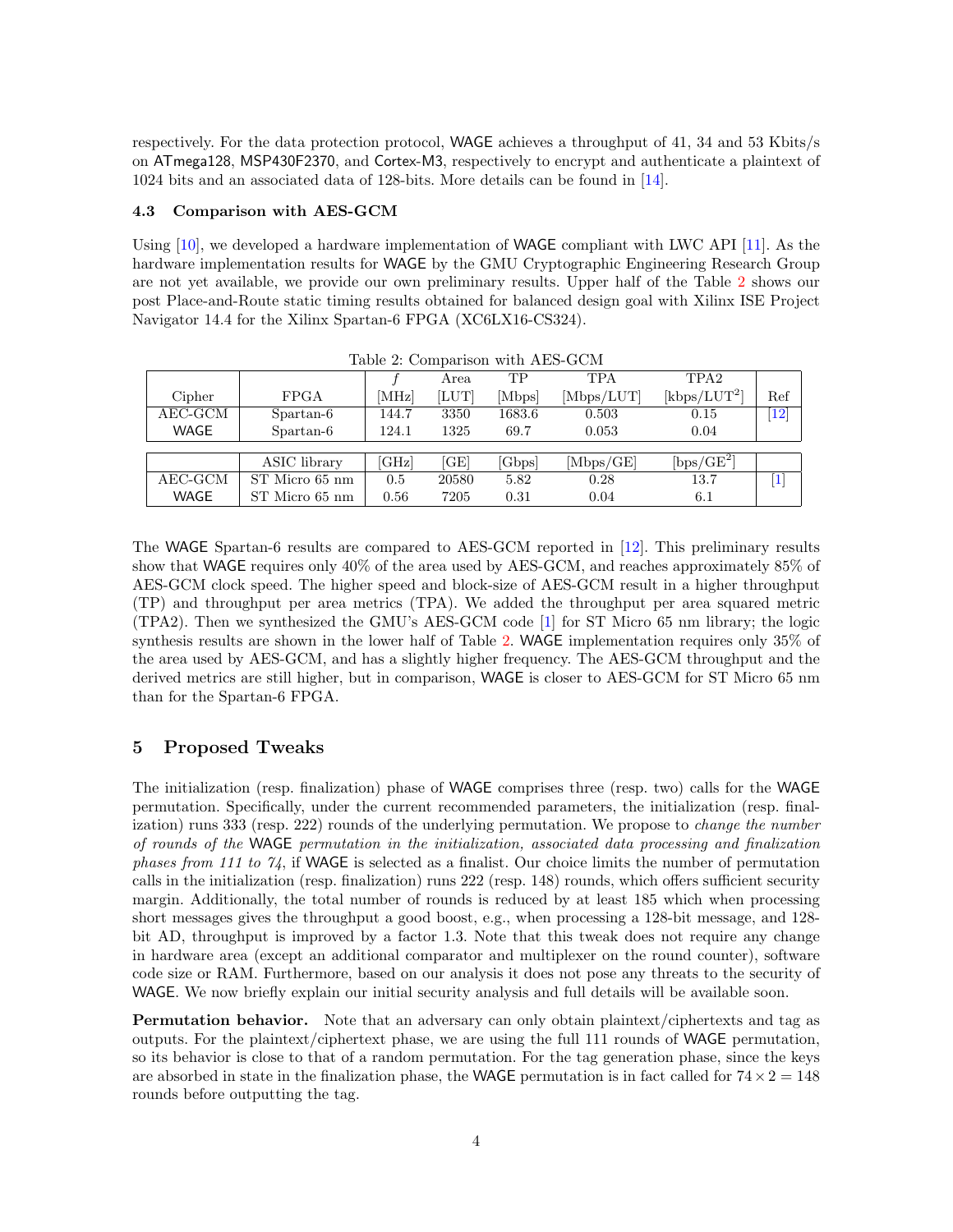respectively. For the data protection protocol, WAGE achieves a throughput of 41, 34 and 53 Kbits/s on ATmega128, MSP430F2370, and Cortex-M3, respectively to encrypt and authenticate a plaintext of 1024 bits and an associated data of 128-bits. More details can be found in [14].

### 4.3 Comparison with AES-GCM

Using [10], we developed a hardware implementation of WAGE compliant with LWC API [11]. As the hardware implementation results for WAGE by the GMU Cryptographic Engineering Research Group are not yet available, we provide our own preliminary results. Upper half of the Table 2 shows our post Place-and-Route static timing results obtained for balanced design goal with Xilinx ISE Project Navigator 14.4 for the Xilinx Spartan-6 FPGA (XC6LX16-CS324).

Table 2: Comparison with AES-GCM

| Cipher | FPGA | $f$ [MHz] | Area [LUT] | TP [Mbps] | TPA [Mbps/LUT] | TPA2 [kbps/LUT$^2$] | Ref |
|---|---|---|---|---|---|---|---|
| AEC-GCM | Spartan-6 | 144.7 | 3350 | 1683.6 | 0.503 | 0.15 | [12] |
| WAGE | Spartan-6 | 124.1 | 1325 | 69.7 | 0.053 | 0.04 | |
| | ASIC library | [GHz] | [GE] | [Gbps] | [Mbps/GE] | [bps/GE$^2$] | |
| AEC-GCM | ST Micro 65 nm | 0.5 | 20580 | 5.82 | 0.28 | 13.7 | [1] |
| WAGE | ST Micro 65 nm | 0.56 | 7205 | 0.31 | 0.04 | 6.1 | |

The WAGE Spartan-6 results are compared to AES-GCM reported in [12]. This preliminary results show that WAGE requires only 40% of the area used by AES-GCM, and reaches approximately 85% of AES-GCM clock speed. The higher speed and block-size of AES-GCM result in a higher throughput (TP) and throughput per area metrics (TPA). We added the throughput per area squared metric (TPA2). Then we synthesized the GMU's AES-GCM code [1] for ST Micro 65 nm library; the logic synthesis results are shown in the lower half of Table 2. WAGE implementation requires only 35% of the area used by AES-GCM, and has a slightly higher frequency. The AES-GCM throughput and the derived metrics are still higher, but in comparison, WAGE is closer to AES-GCM for ST Micro 65 nm than for the Spartan-6 FPGA.

## 5 Proposed Tweaks

The initialization (resp. finalization) phase of WAGE comprises three (resp. two) calls for the WAGE permutation. Specifically, under the current recommended parameters, the initialization (resp. finalization) runs 333 (resp. 222) rounds of the underlying permutation. We propose to *change the number of rounds of the* WAGE *permutation in the initialization, associated data processing and finalization phases from 111 to 74*, if WAGE is selected as a finalist. Our choice limits the number of permutation calls in the initialization (resp. finalization) runs 222 (resp. 148) rounds, which offers sufficient security margin. Additionally, the total number of rounds is reduced by at least 185 which when processing short messages gives the throughput a good boost, e.g., when processing a 128-bit message, and 128-bit AD, throughput is improved by a factor 1.3. Note that this tweak does not require any change in hardware area (except an additional comparator and multiplexer on the round counter), software code size or RAM. Furthermore, based on our analysis it does not pose any threats to the security of WAGE. We now briefly explain our initial security analysis and full details will be available soon.

**Permutation behavior.** Note that an adversary can only obtain plaintext/ciphertexts and tag as outputs. For the plaintext/ciphertext phase, we are using the full 111 rounds of WAGE permutation, so its behavior is close to that of a random permutation. For the tag generation phase, since the keys are absorbed in state in the finalization phase, the WAGE permutation is in fact called for $74 \times 2 = 148$ rounds before outputting the tag.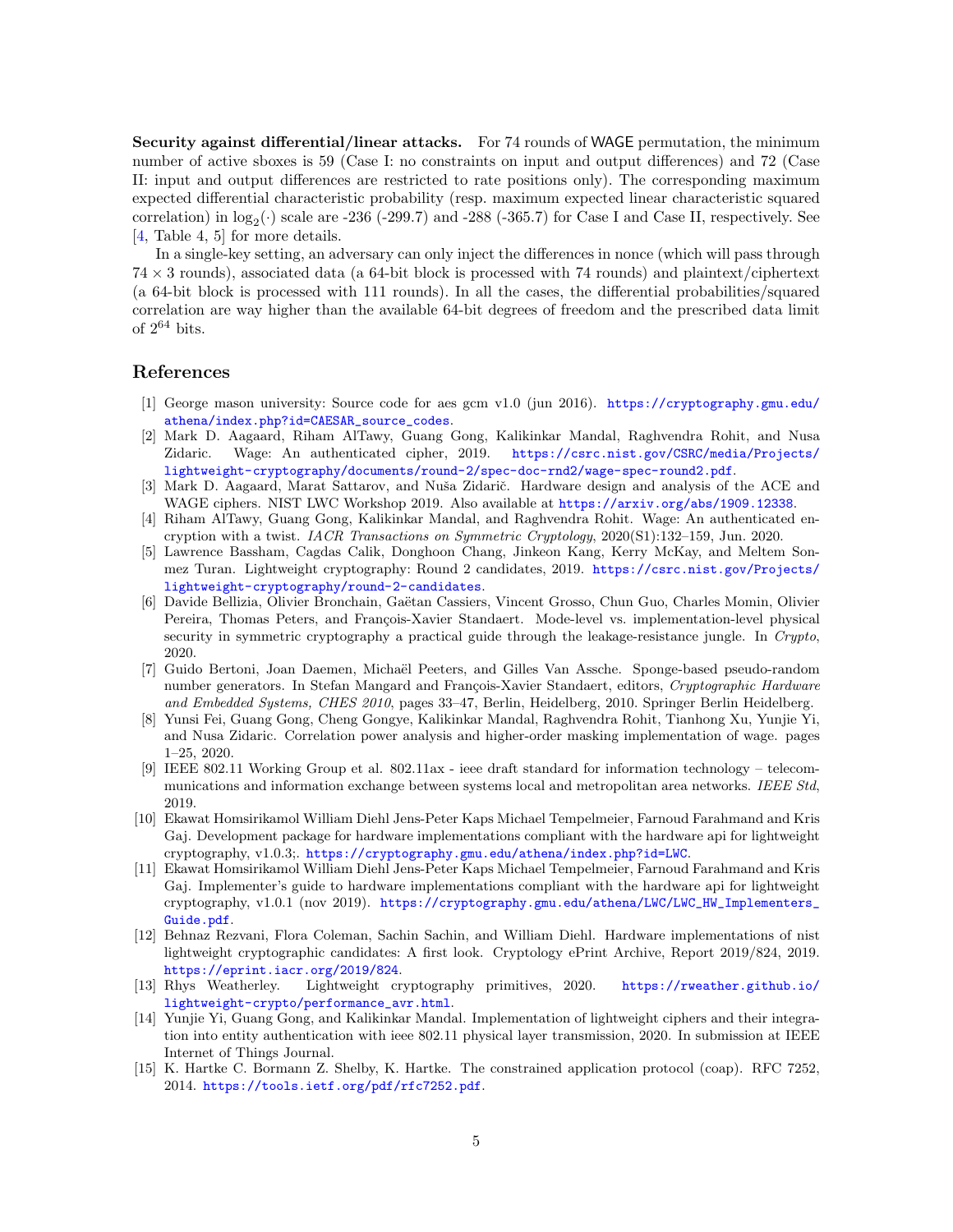**Security against differential/linear attacks.** For 74 rounds of WAGE permutation, the minimum number of active sboxes is 59 (Case I: no constraints on input and output differences) and 72 (Case II: input and output differences are restricted to rate positions only). The corresponding maximum expected differential characteristic probability (resp. maximum expected linear characteristic squared correlation) in $\log_2(\cdot)$ scale are -236 (-299.7) and -288 (-365.7) for Case I and Case II, respectively. See [4, Table 4, 5] for more details.

In a single-key setting, an adversary can only inject the differences in nonce (which will pass through $74 \times 3$ rounds), associated data (a 64-bit block is processed with 74 rounds) and plaintext/ciphertext (a 64-bit block is processed with 111 rounds). In all the cases, the differential probabilities/squared correlation are way higher than the available 64-bit degrees of freedom and the prescribed data limit of $2^{64}$ bits.

## References

[1] George mason university: Source code for aes gcm v1.0 (jun 2016). https://cryptography.gmu.edu/athena/index.php?id=CAESAR_source_codes.

[2] Mark D. Aagaard, Riham AlTawy, Guang Gong, Kalikinkar Mandal, Raghvendra Rohit, and Nusa Zidaric. Wage: An authenticated cipher, 2019. https://csrc.nist.gov/CSRC/media/Projects/lightweight-cryptography/documents/round-2/spec-doc-rnd2/wage-spec-round2.pdf.

[3] Mark D. Aagaard, Marat Sattarov, and Nuša Zidarič. Hardware design and analysis of the ACE and WAGE ciphers. NIST LWC Workshop 2019. Also available at https://arxiv.org/abs/1909.12338.

[4] Riham AlTawy, Guang Gong, Kalikinkar Mandal, and Raghvendra Rohit. Wage: An authenticated encryption with a twist. *IACR Transactions on Symmetric Cryptology*, 2020(S1):132–159, Jun. 2020.

[5] Lawrence Bassham, Cagdas Calik, Donghoon Chang, Jinkeon Kang, Kerry McKay, and Meltem Sonmez Turan. Lightweight cryptography: Round 2 candidates, 2019. https://csrc.nist.gov/Projects/lightweight-cryptography/round-2-candidates.

[6] Davide Bellizia, Olivier Bronchain, Gaëtan Cassiers, Vincent Grosso, Chun Guo, Charles Momin, Olivier Pereira, Thomas Peters, and François-Xavier Standaert. Mode-level vs. implementation-level physical security in symmetric cryptography a practical guide through the leakage-resistance jungle. In *Crypto*, 2020.

[7] Guido Bertoni, Joan Daemen, Michaël Peeters, and Gilles Van Assche. Sponge-based pseudo-random number generators. In Stefan Mangard and François-Xavier Standaert, editors, *Cryptographic Hardware and Embedded Systems, CHES 2010*, pages 33–47, Berlin, Heidelberg, 2010. Springer Berlin Heidelberg.

[8] Yunsi Fei, Guang Gong, Cheng Gongye, Kalikinkar Mandal, Raghvendra Rohit, Tianhong Xu, Yunjie Yi, and Nusa Zidaric. Correlation power analysis and higher-order masking implementation of wage. pages 1–25, 2020.

[9] IEEE 802.11 Working Group et al. 802.11ax - ieee draft standard for information technology – telecommunications and information exchange between systems local and metropolitan area networks. *IEEE Std*, 2019.

[10] Ekawat Homsirikamol William Diehl Jens-Peter Kaps Michael Tempelmeier, Farnoud Farahmand and Kris Gaj. Development package for hardware implementations compliant with the hardware api for lightweight cryptography, v1.0.3;. https://cryptography.gmu.edu/athena/index.php?id=LWC.

[11] Ekawat Homsirikamol William Diehl Jens-Peter Kaps Michael Tempelmeier, Farnoud Farahmand and Kris Gaj. Implementer's guide to hardware implementations compliant with the hardware api for lightweight cryptography, v1.0.1 (nov 2019). https://cryptography.gmu.edu/athena/LWC/LWC_HW_Implementers_Guide.pdf.

[12] Behnaz Rezvani, Flora Coleman, Sachin Sachin, and William Diehl. Hardware implementations of nist lightweight cryptographic candidates: A first look. Cryptology ePrint Archive, Report 2019/824, 2019. https://eprint.iacr.org/2019/824.

[13] Rhys Weatherley. Lightweight cryptography primitives, 2020. https://rweather.github.io/lightweight-crypto/performance_avr.html.

[14] Yunjie Yi, Guang Gong, and Kalikinkar Mandal. Implementation of lightweight ciphers and their integration into entity authentication with ieee 802.11 physical layer transmission, 2020. In submission at IEEE Internet of Things Journal.

[15] K. Hartke C. Bormann Z. Shelby, K. Hartke. The constrained application protocol (coap). RFC 7252, 2014. https://tools.ietf.org/pdf/rfc7252.pdf.